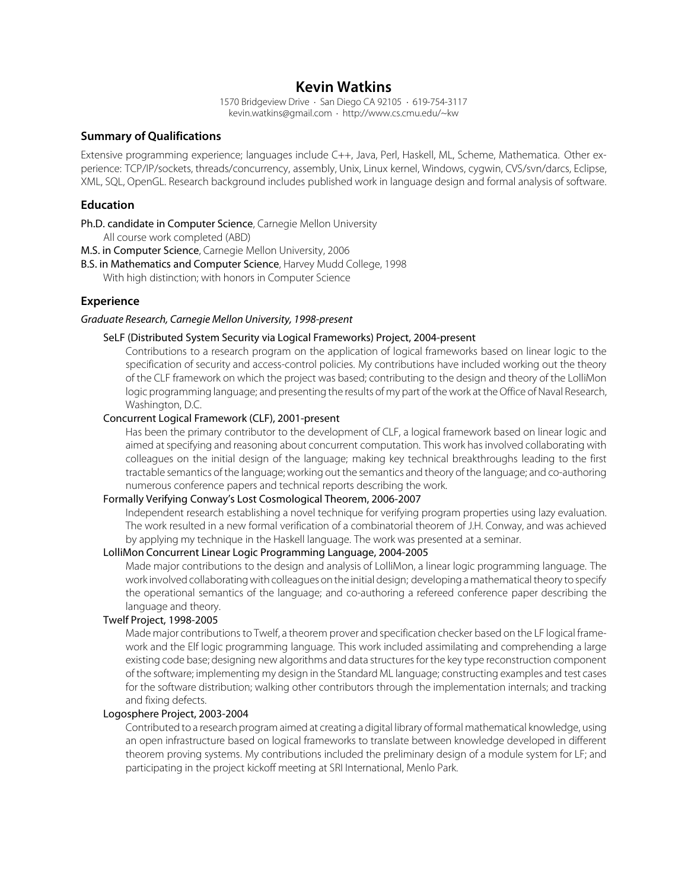# Kevin Watkins

1570 Bridgeview Drive · San Diego CA 92105 · 619-754-3117
kevin.watkins@gmail.com · http://www.cs.cmu.edu/~kw

## Summary of Qualifications

Extensive programming experience; languages include C++, Java, Perl, Haskell, ML, Scheme, Mathematica. Other experience: TCP/IP/sockets, threads/concurrency, assembly, Unix, Linux kernel, Windows, cygwin, CVS/svn/darcs, Eclipse, XML, SQL, OpenGL. Research background includes published work in language design and formal analysis of software.

## Education

Ph.D. candidate in Computer Science, Carnegie Mellon University
All course work completed (ABD)

M.S. in Computer Science, Carnegie Mellon University, 2006

B.S. in Mathematics and Computer Science, Harvey Mudd College, 1998
With high distinction; with honors in Computer Science

## Experience

*Graduate Research, Carnegie Mellon University, 1998-present*

### SeLF (Distributed System Security via Logical Frameworks) Project, 2004-present

Contributions to a research program on the application of logical frameworks based on linear logic to the specification of security and access-control policies. My contributions have included working out the theory of the CLF framework on which the project was based; contributing to the design and theory of the LolliMon logic programming language; and presenting the results of my part of the work at the Office of Naval Research, Washington, D.C.

### Concurrent Logical Framework (CLF), 2001-present

Has been the primary contributor to the development of CLF, a logical framework based on linear logic and aimed at specifying and reasoning about concurrent computation. This work has involved collaborating with colleagues on the initial design of the language; making key technical breakthroughs leading to the first tractable semantics of the language; working out the semantics and theory of the language; and co-authoring numerous conference papers and technical reports describing the work.

### Formally Verifying Conway's Lost Cosmological Theorem, 2006-2007

Independent research establishing a novel technique for verifying program properties using lazy evaluation. The work resulted in a new formal verification of a combinatorial theorem of J.H. Conway, and was achieved by applying my technique in the Haskell language. The work was presented at a seminar.

### LolliMon Concurrent Linear Logic Programming Language, 2004-2005

Made major contributions to the design and analysis of LolliMon, a linear logic programming language. The work involved collaborating with colleagues on the initial design; developing a mathematical theory to specify the operational semantics of the language; and co-authoring a refereed conference paper describing the language and theory.

### Twelf Project, 1998-2005

Made major contributions to Twelf, a theorem prover and specification checker based on the LF logical framework and the Elf logic programming language. This work included assimilating and comprehending a large existing code base; designing new algorithms and data structures for the key type reconstruction component of the software; implementing my design in the Standard ML language; constructing examples and test cases for the software distribution; walking other contributors through the implementation internals; and tracking and fixing defects.

### Logosphere Project, 2003-2004

Contributed to a research program aimed at creating a digital library of formal mathematical knowledge, using an open infrastructure based on logical frameworks to translate between knowledge developed in different theorem proving systems. My contributions included the preliminary design of a module system for LF; and participating in the project kickoff meeting at SRI International, Menlo Park.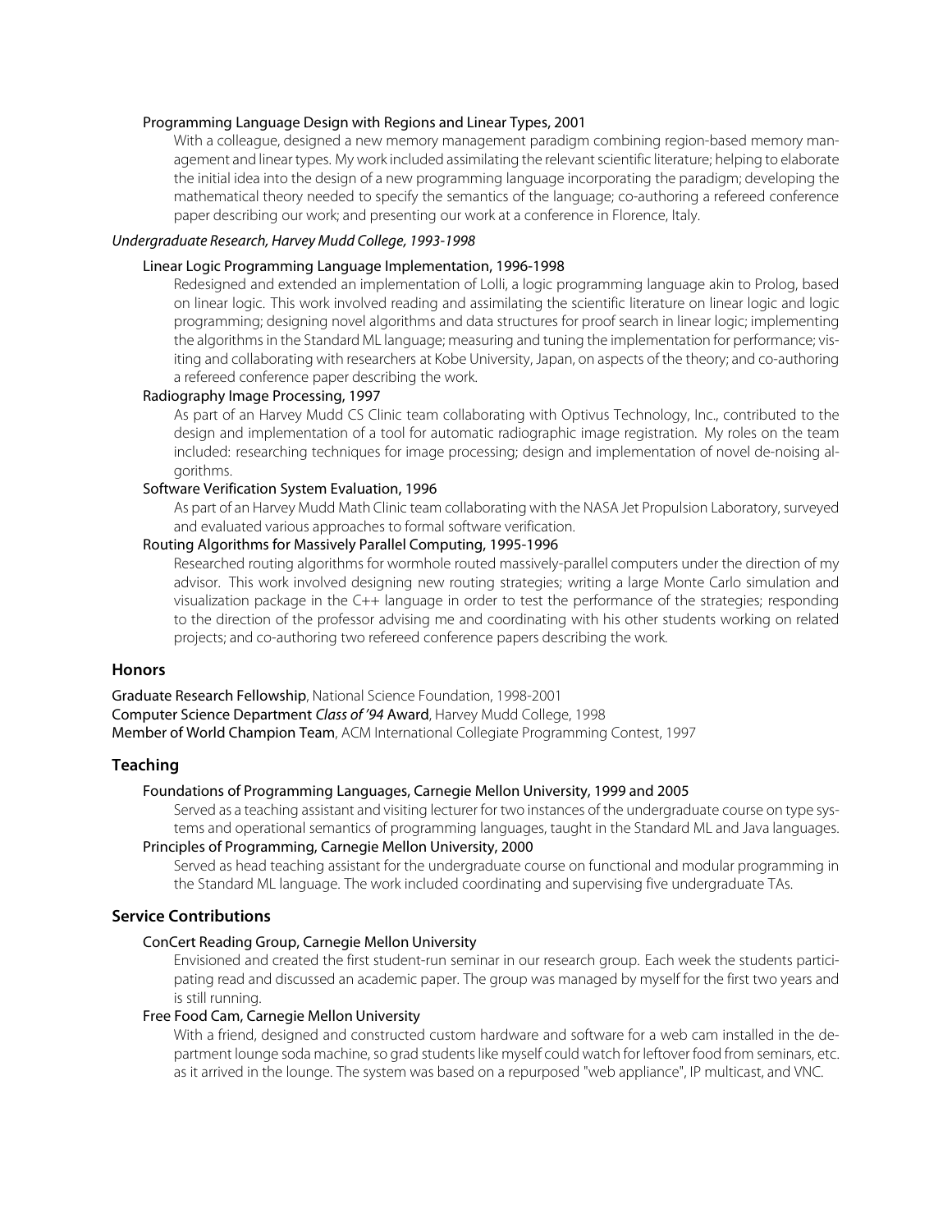#### Programming Language Design with Regions and Linear Types, 2001

With a colleague, designed a new memory management paradigm combining region-based memory management and linear types. My work included assimilating the relevant scientific literature; helping to elaborate the initial idea into the design of a new programming language incorporating the paradigm; developing the mathematical theory needed to specify the semantics of the language; co-authoring a refereed conference paper describing our work; and presenting our work at a conference in Florence, Italy.

*Undergraduate Research, Harvey Mudd College, 1993-1998*

#### Linear Logic Programming Language Implementation, 1996-1998

Redesigned and extended an implementation of Lolli, a logic programming language akin to Prolog, based on linear logic. This work involved reading and assimilating the scientific literature on linear logic and logic programming; designing novel algorithms and data structures for proof search in linear logic; implementing the algorithms in the Standard ML language; measuring and tuning the implementation for performance; visiting and collaborating with researchers at Kobe University, Japan, on aspects of the theory; and co-authoring a refereed conference paper describing the work.

#### Radiography Image Processing, 1997

As part of an Harvey Mudd CS Clinic team collaborating with Optivus Technology, Inc., contributed to the design and implementation of a tool for automatic radiographic image registration. My roles on the team included: researching techniques for image processing; design and implementation of novel de-noising algorithms.

#### Software Verification System Evaluation, 1996

As part of an Harvey Mudd Math Clinic team collaborating with the NASA Jet Propulsion Laboratory, surveyed and evaluated various approaches to formal software verification.

#### Routing Algorithms for Massively Parallel Computing, 1995-1996

Researched routing algorithms for wormhole routed massively-parallel computers under the direction of my advisor. This work involved designing new routing strategies; writing a large Monte Carlo simulation and visualization package in the C++ language in order to test the performance of the strategies; responding to the direction of the professor advising me and coordinating with his other students working on related projects; and co-authoring two refereed conference papers describing the work.

## Honors

Graduate Research Fellowship, National Science Foundation, 1998-2001
Computer Science Department *Class of '94* Award, Harvey Mudd College, 1998
Member of World Champion Team, ACM International Collegiate Programming Contest, 1997

## Teaching

#### Foundations of Programming Languages, Carnegie Mellon University, 1999 and 2005

Served as a teaching assistant and visiting lecturer for two instances of the undergraduate course on type systems and operational semantics of programming languages, taught in the Standard ML and Java languages.

#### Principles of Programming, Carnegie Mellon University, 2000

Served as head teaching assistant for the undergraduate course on functional and modular programming in the Standard ML language. The work included coordinating and supervising five undergraduate TAs.

## Service Contributions

#### ConCert Reading Group, Carnegie Mellon University

Envisioned and created the first student-run seminar in our research group. Each week the students participating read and discussed an academic paper. The group was managed by myself for the first two years and is still running.

#### Free Food Cam, Carnegie Mellon University

With a friend, designed and constructed custom hardware and software for a web cam installed in the department lounge soda machine, so grad students like myself could watch for leftover food from seminars, etc. as it arrived in the lounge. The system was based on a repurposed "web appliance", IP multicast, and VNC.